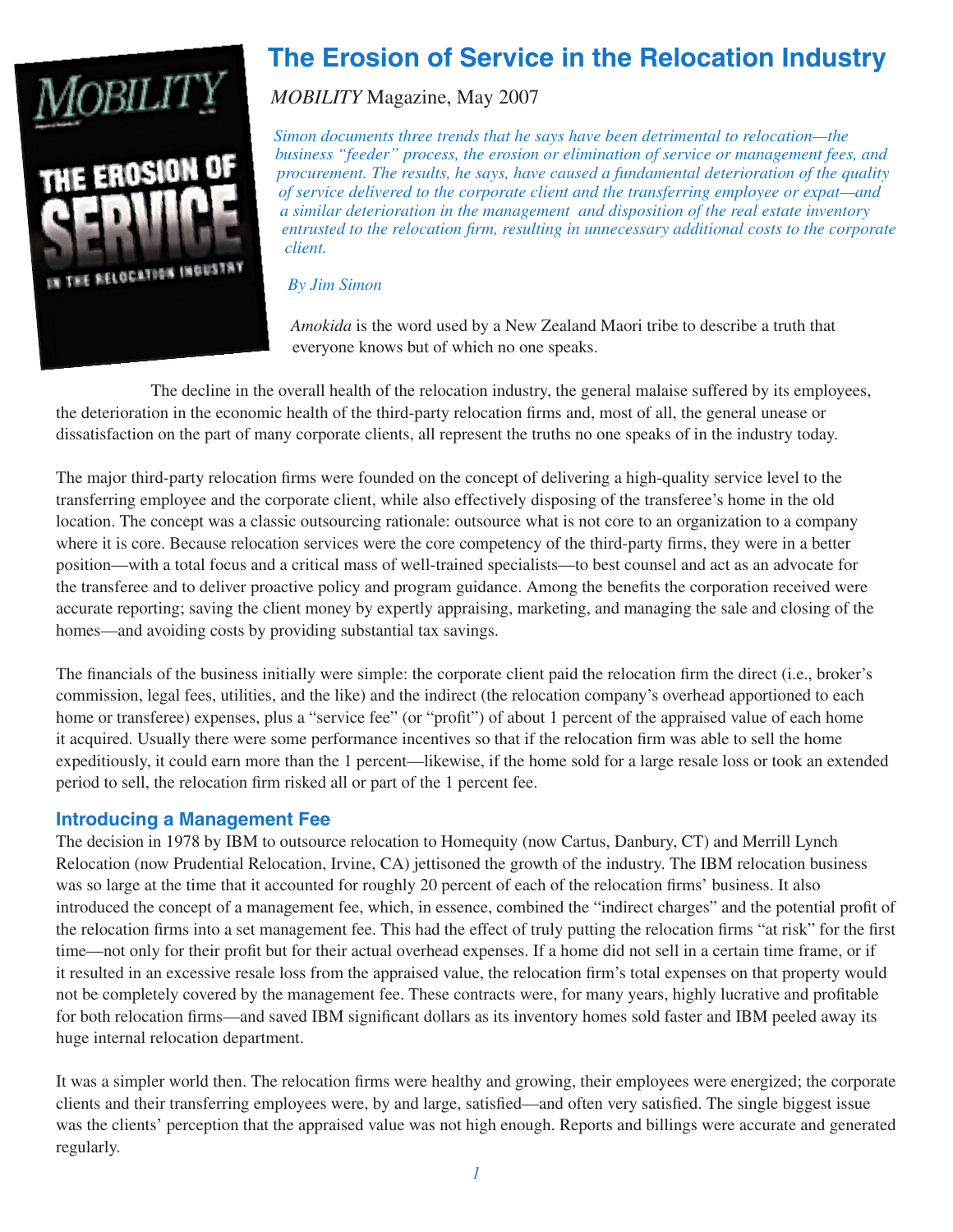# The Erosion of Service in the Relocation Industry

*MOBILITY* Magazine, May 2007

*Simon documents three trends that he says have been detrimental to relocation—the business "feeder" process, the erosion or elimination of service or management fees, and procurement. The results, he says, have caused a fundamental deterioration of the quality of service delivered to the corporate client and the transferring employee or expat—and a similar deterioration in the management and disposition of the real estate inventory entrusted to the relocation firm, resulting in unnecessary additional costs to the corporate client.*

*By Jim Simon*

*Amokida* is the word used by a New Zealand Maori tribe to describe a truth that everyone knows but of which no one speaks.

The decline in the overall health of the relocation industry, the general malaise suffered by its employees, the deterioration in the economic health of the third-party relocation firms and, most of all, the general unease or dissatisfaction on the part of many corporate clients, all represent the truths no one speaks of in the industry today.

The major third-party relocation firms were founded on the concept of delivering a high-quality service level to the transferring employee and the corporate client, while also effectively disposing of the transferee's home in the old location. The concept was a classic outsourcing rationale: outsource what is not core to an organization to a company where it is core. Because relocation services were the core competency of the third-party firms, they were in a better position—with a total focus and a critical mass of well-trained specialists—to best counsel and act as an advocate for the transferee and to deliver proactive policy and program guidance. Among the benefits the corporation received were accurate reporting; saving the client money by expertly appraising, marketing, and managing the sale and closing of the homes—and avoiding costs by providing substantial tax savings.

The financials of the business initially were simple: the corporate client paid the relocation firm the direct (i.e., broker's commission, legal fees, utilities, and the like) and the indirect (the relocation company's overhead apportioned to each home or transferee) expenses, plus a "service fee" (or "profit") of about 1 percent of the appraised value of each home it acquired. Usually there were some performance incentives so that if the relocation firm was able to sell the home expeditiously, it could earn more than the 1 percent—likewise, if the home sold for a large resale loss or took an extended period to sell, the relocation firm risked all or part of the 1 percent fee.

## Introducing a Management Fee

The decision in 1978 by IBM to outsource relocation to Homequity (now Cartus, Danbury, CT) and Merrill Lynch Relocation (now Prudential Relocation, Irvine, CA) jettisoned the growth of the industry. The IBM relocation business was so large at the time that it accounted for roughly 20 percent of each of the relocation firms' business. It also introduced the concept of a management fee, which, in essence, combined the "indirect charges" and the potential profit of the relocation firms into a set management fee. This had the effect of truly putting the relocation firms "at risk" for the first time—not only for their profit but for their actual overhead expenses. If a home did not sell in a certain time frame, or if it resulted in an excessive resale loss from the appraised value, the relocation firm's total expenses on that property would not be completely covered by the management fee. These contracts were, for many years, highly lucrative and profitable for both relocation firms—and saved IBM significant dollars as its inventory homes sold faster and IBM peeled away its huge internal relocation department.

It was a simpler world then. The relocation firms were healthy and growing, their employees were energized; the corporate clients and their transferring employees were, by and large, satisfied—and often very satisfied. The single biggest issue was the clients' perception that the appraised value was not high enough. Reports and billings were accurate and generated regularly.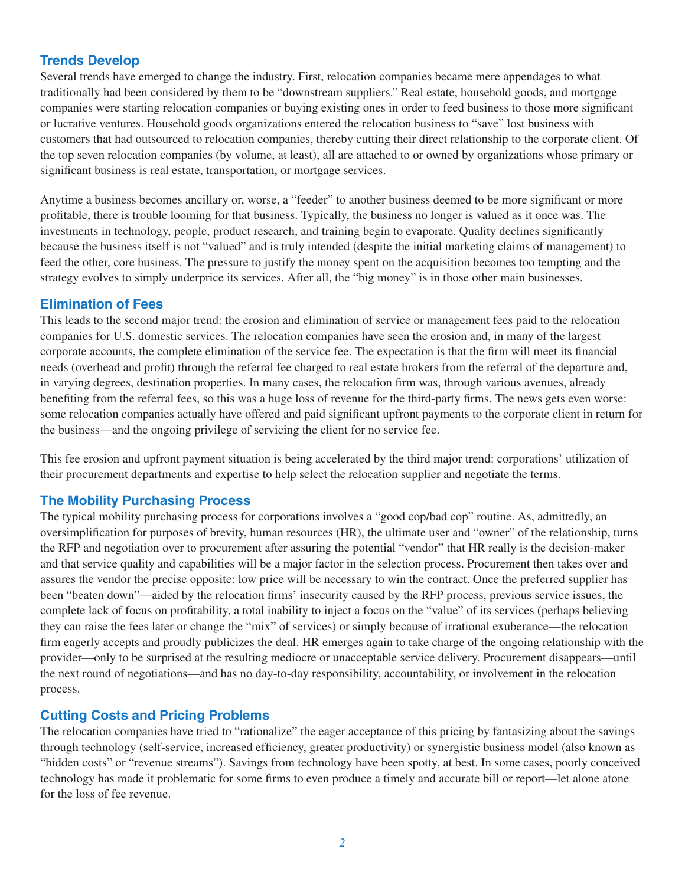## Trends Develop

Several trends have emerged to change the industry. First, relocation companies became mere appendages to what traditionally had been considered by them to be "downstream suppliers." Real estate, household goods, and mortgage companies were starting relocation companies or buying existing ones in order to feed business to those more significant or lucrative ventures. Household goods organizations entered the relocation business to "save" lost business with customers that had outsourced to relocation companies, thereby cutting their direct relationship to the corporate client. Of the top seven relocation companies (by volume, at least), all are attached to or owned by organizations whose primary or significant business is real estate, transportation, or mortgage services.

Anytime a business becomes ancillary or, worse, a "feeder" to another business deemed to be more significant or more profitable, there is trouble looming for that business. Typically, the business no longer is valued as it once was. The investments in technology, people, product research, and training begin to evaporate. Quality declines significantly because the business itself is not "valued" and is truly intended (despite the initial marketing claims of management) to feed the other, core business. The pressure to justify the money spent on the acquisition becomes too tempting and the strategy evolves to simply underprice its services. After all, the "big money" is in those other main businesses.

## Elimination of Fees

This leads to the second major trend: the erosion and elimination of service or management fees paid to the relocation companies for U.S. domestic services. The relocation companies have seen the erosion and, in many of the largest corporate accounts, the complete elimination of the service fee. The expectation is that the firm will meet its financial needs (overhead and profit) through the referral fee charged to real estate brokers from the referral of the departure and, in varying degrees, destination properties. In many cases, the relocation firm was, through various avenues, already benefiting from the referral fees, so this was a huge loss of revenue for the third-party firms. The news gets even worse: some relocation companies actually have offered and paid significant upfront payments to the corporate client in return for the business—and the ongoing privilege of servicing the client for no service fee.

This fee erosion and upfront payment situation is being accelerated by the third major trend: corporations' utilization of their procurement departments and expertise to help select the relocation supplier and negotiate the terms.

## The Mobility Purchasing Process

The typical mobility purchasing process for corporations involves a "good cop/bad cop" routine. As, admittedly, an oversimplification for purposes of brevity, human resources (HR), the ultimate user and "owner" of the relationship, turns the RFP and negotiation over to procurement after assuring the potential "vendor" that HR really is the decision-maker and that service quality and capabilities will be a major factor in the selection process. Procurement then takes over and assures the vendor the precise opposite: low price will be necessary to win the contract. Once the preferred supplier has been "beaten down"—aided by the relocation firms' insecurity caused by the RFP process, previous service issues, the complete lack of focus on profitability, a total inability to inject a focus on the "value" of its services (perhaps believing they can raise the fees later or change the "mix" of services) or simply because of irrational exuberance—the relocation firm eagerly accepts and proudly publicizes the deal. HR emerges again to take charge of the ongoing relationship with the provider—only to be surprised at the resulting mediocre or unacceptable service delivery. Procurement disappears—until the next round of negotiations—and has no day-to-day responsibility, accountability, or involvement in the relocation process.

## Cutting Costs and Pricing Problems

The relocation companies have tried to "rationalize" the eager acceptance of this pricing by fantasizing about the savings through technology (self-service, increased efficiency, greater productivity) or synergistic business model (also known as "hidden costs" or "revenue streams"). Savings from technology have been spotty, at best. In some cases, poorly conceived technology has made it problematic for some firms to even produce a timely and accurate bill or report—let alone atone for the loss of fee revenue.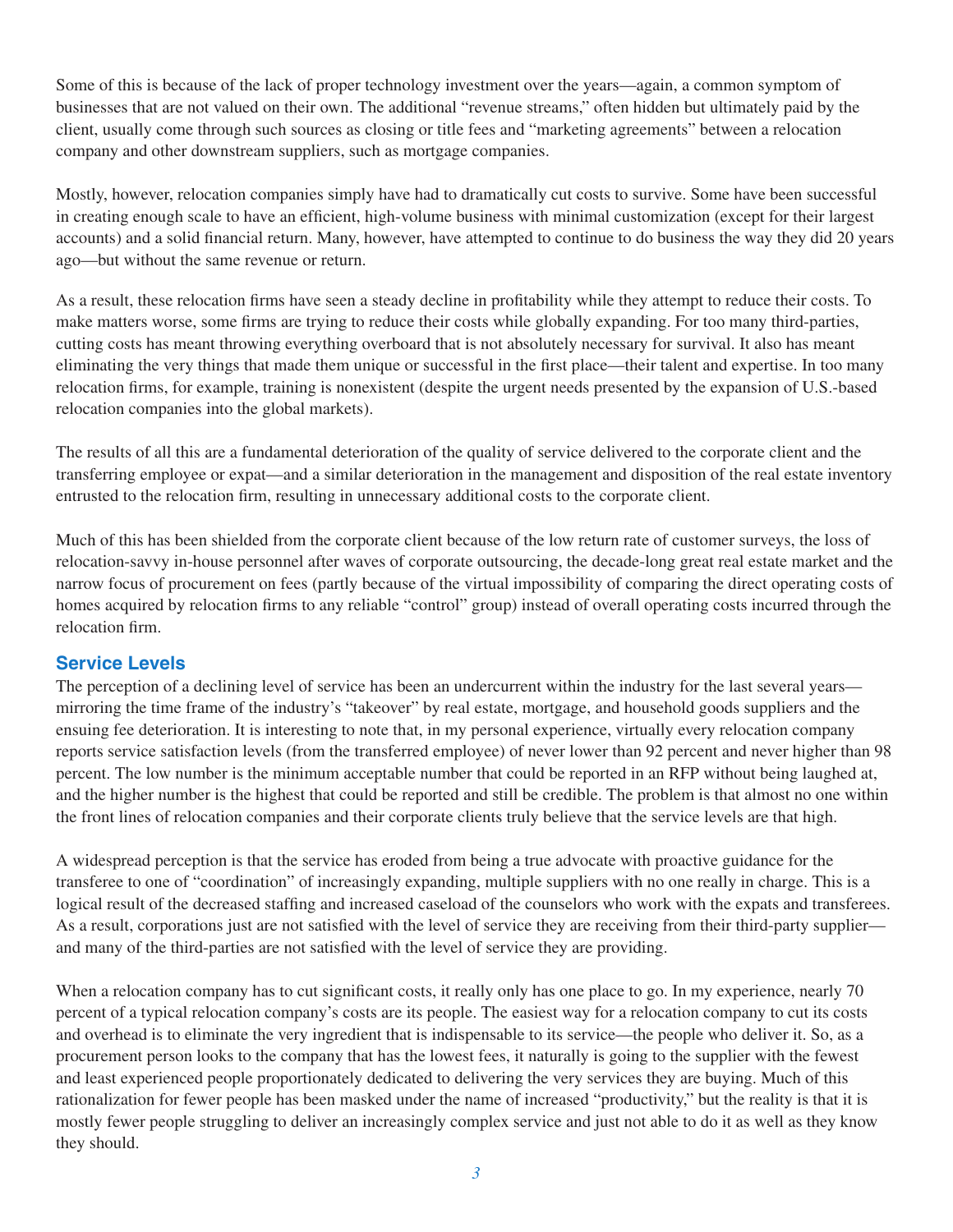Some of this is because of the lack of proper technology investment over the years—again, a common symptom of businesses that are not valued on their own. The additional "revenue streams," often hidden but ultimately paid by the client, usually come through such sources as closing or title fees and "marketing agreements" between a relocation company and other downstream suppliers, such as mortgage companies.

Mostly, however, relocation companies simply have had to dramatically cut costs to survive. Some have been successful in creating enough scale to have an efficient, high-volume business with minimal customization (except for their largest accounts) and a solid financial return. Many, however, have attempted to continue to do business the way they did 20 years ago—but without the same revenue or return.

As a result, these relocation firms have seen a steady decline in profitability while they attempt to reduce their costs. To make matters worse, some firms are trying to reduce their costs while globally expanding. For too many third-parties, cutting costs has meant throwing everything overboard that is not absolutely necessary for survival. It also has meant eliminating the very things that made them unique or successful in the first place—their talent and expertise. In too many relocation firms, for example, training is nonexistent (despite the urgent needs presented by the expansion of U.S.-based relocation companies into the global markets).

The results of all this are a fundamental deterioration of the quality of service delivered to the corporate client and the transferring employee or expat—and a similar deterioration in the management and disposition of the real estate inventory entrusted to the relocation firm, resulting in unnecessary additional costs to the corporate client.

Much of this has been shielded from the corporate client because of the low return rate of customer surveys, the loss of relocation-savvy in-house personnel after waves of corporate outsourcing, the decade-long great real estate market and the narrow focus of procurement on fees (partly because of the virtual impossibility of comparing the direct operating costs of homes acquired by relocation firms to any reliable "control" group) instead of overall operating costs incurred through the relocation firm.

## Service Levels

The perception of a declining level of service has been an undercurrent within the industry for the last several years—mirroring the time frame of the industry's "takeover" by real estate, mortgage, and household goods suppliers and the ensuing fee deterioration. It is interesting to note that, in my personal experience, virtually every relocation company reports service satisfaction levels (from the transferred employee) of never lower than 92 percent and never higher than 98 percent. The low number is the minimum acceptable number that could be reported in an RFP without being laughed at, and the higher number is the highest that could be reported and still be credible. The problem is that almost no one within the front lines of relocation companies and their corporate clients truly believe that the service levels are that high.

A widespread perception is that the service has eroded from being a true advocate with proactive guidance for the transferee to one of "coordination" of increasingly expanding, multiple suppliers with no one really in charge. This is a logical result of the decreased staffing and increased caseload of the counselors who work with the expats and transferees. As a result, corporations just are not satisfied with the level of service they are receiving from their third-party supplier—and many of the third-parties are not satisfied with the level of service they are providing.

When a relocation company has to cut significant costs, it really only has one place to go. In my experience, nearly 70 percent of a typical relocation company's costs are its people. The easiest way for a relocation company to cut its costs and overhead is to eliminate the very ingredient that is indispensable to its service—the people who deliver it. So, as a procurement person looks to the company that has the lowest fees, it naturally is going to the supplier with the fewest and least experienced people proportionately dedicated to delivering the very services they are buying. Much of this rationalization for fewer people has been masked under the name of increased "productivity," but the reality is that it is mostly fewer people struggling to deliver an increasingly complex service and just not able to do it as well as they know they should.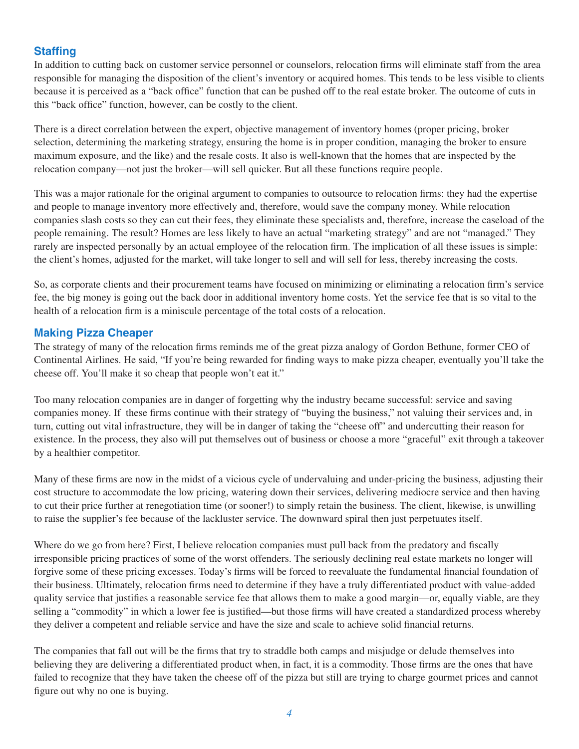### Staffing

In addition to cutting back on customer service personnel or counselors, relocation firms will eliminate staff from the area responsible for managing the disposition of the client's inventory or acquired homes. This tends to be less visible to clients because it is perceived as a "back office" function that can be pushed off to the real estate broker. The outcome of cuts in this "back office" function, however, can be costly to the client.

There is a direct correlation between the expert, objective management of inventory homes (proper pricing, broker selection, determining the marketing strategy, ensuring the home is in proper condition, managing the broker to ensure maximum exposure, and the like) and the resale costs. It also is well-known that the homes that are inspected by the relocation company—not just the broker—will sell quicker. But all these functions require people.

This was a major rationale for the original argument to companies to outsource to relocation firms: they had the expertise and people to manage inventory more effectively and, therefore, would save the company money. While relocation companies slash costs so they can cut their fees, they eliminate these specialists and, therefore, increase the caseload of the people remaining. The result? Homes are less likely to have an actual "marketing strategy" and are not "managed." They rarely are inspected personally by an actual employee of the relocation firm. The implication of all these issues is simple: the client's homes, adjusted for the market, will take longer to sell and will sell for less, thereby increasing the costs.

So, as corporate clients and their procurement teams have focused on minimizing or eliminating a relocation firm's service fee, the big money is going out the back door in additional inventory home costs. Yet the service fee that is so vital to the health of a relocation firm is a miniscule percentage of the total costs of a relocation.

### Making Pizza Cheaper

The strategy of many of the relocation firms reminds me of the great pizza analogy of Gordon Bethune, former CEO of Continental Airlines. He said, "If you're being rewarded for finding ways to make pizza cheaper, eventually you'll take the cheese off. You'll make it so cheap that people won't eat it."

Too many relocation companies are in danger of forgetting why the industry became successful: service and saving companies money. If these firms continue with their strategy of "buying the business," not valuing their services and, in turn, cutting out vital infrastructure, they will be in danger of taking the "cheese off" and undercutting their reason for existence. In the process, they also will put themselves out of business or choose a more "graceful" exit through a takeover by a healthier competitor.

Many of these firms are now in the midst of a vicious cycle of undervaluing and under-pricing the business, adjusting their cost structure to accommodate the low pricing, watering down their services, delivering mediocre service and then having to cut their price further at renegotiation time (or sooner!) to simply retain the business. The client, likewise, is unwilling to raise the supplier's fee because of the lackluster service. The downward spiral then just perpetuates itself.

Where do we go from here? First, I believe relocation companies must pull back from the predatory and fiscally irresponsible pricing practices of some of the worst offenders. The seriously declining real estate markets no longer will forgive some of these pricing excesses. Today's firms will be forced to reevaluate the fundamental financial foundation of their business. Ultimately, relocation firms need to determine if they have a truly differentiated product with value-added quality service that justifies a reasonable service fee that allows them to make a good margin—or, equally viable, are they selling a "commodity" in which a lower fee is justified—but those firms will have created a standardized process whereby they deliver a competent and reliable service and have the size and scale to achieve solid financial returns.

The companies that fall out will be the firms that try to straddle both camps and misjudge or delude themselves into believing they are delivering a differentiated product when, in fact, it is a commodity. Those firms are the ones that have failed to recognize that they have taken the cheese off of the pizza but still are trying to charge gourmet prices and cannot figure out why no one is buying.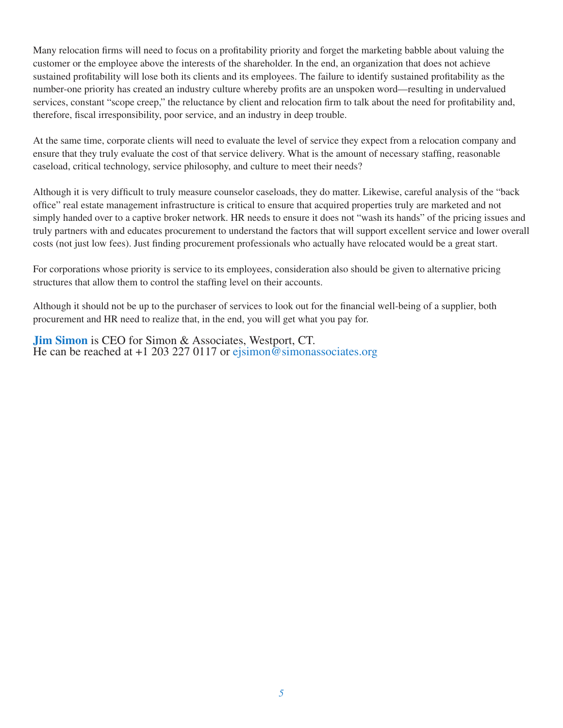Many relocation firms will need to focus on a profitability priority and forget the marketing babble about valuing the customer or the employee above the interests of the shareholder. In the end, an organization that does not achieve sustained profitability will lose both its clients and its employees. The failure to identify sustained profitability as the number-one priority has created an industry culture whereby profits are an unspoken word—resulting in undervalued services, constant "scope creep," the reluctance by client and relocation firm to talk about the need for profitability and, therefore, fiscal irresponsibility, poor service, and an industry in deep trouble.

At the same time, corporate clients will need to evaluate the level of service they expect from a relocation company and ensure that they truly evaluate the cost of that service delivery. What is the amount of necessary staffing, reasonable caseload, critical technology, service philosophy, and culture to meet their needs?

Although it is very difficult to truly measure counselor caseloads, they do matter. Likewise, careful analysis of the "back office" real estate management infrastructure is critical to ensure that acquired properties truly are marketed and not simply handed over to a captive broker network. HR needs to ensure it does not "wash its hands" of the pricing issues and truly partners with and educates procurement to understand the factors that will support excellent service and lower overall costs (not just low fees). Just finding procurement professionals who actually have relocated would be a great start.

For corporations whose priority is service to its employees, consideration also should be given to alternative pricing structures that allow them to control the staffing level on their accounts.

Although it should not be up to the purchaser of services to look out for the financial well-being of a supplier, both procurement and HR need to realize that, in the end, you will get what you pay for.

**Jim Simon** is CEO for Simon & Associates, Westport, CT.
He can be reached at +1 203 227 0117 or ejsimon@simonassociates.org